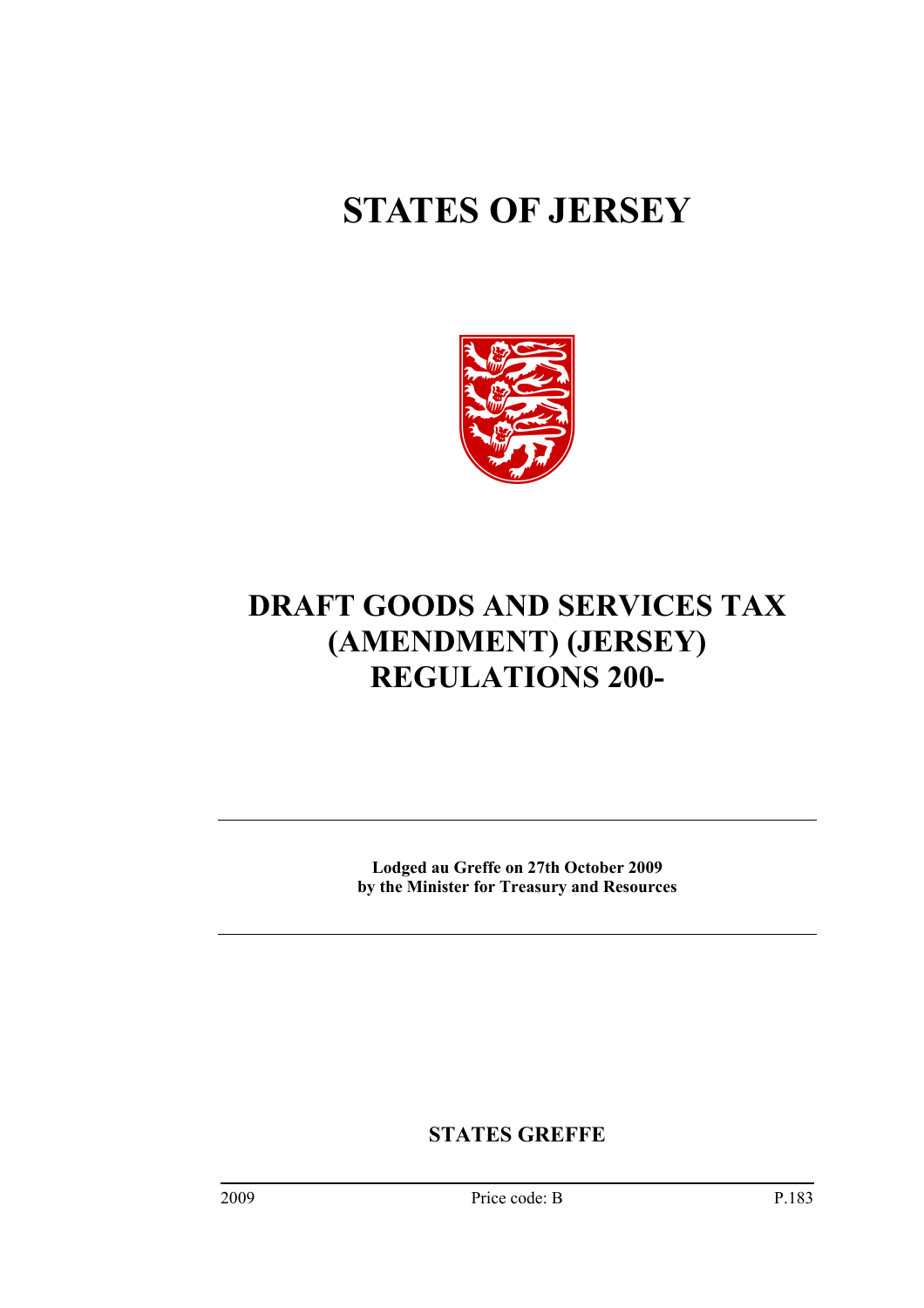# STATES OF JERSEY

# DRAFT GOODS AND SERVICES TAX (AMENDMENT) (JERSEY) REGULATIONS 200-

**Lodged au Greffe on 27th October 2009**
**by the Minister for Treasury and Resources**

**STATES GREFFE**

2009 Price code: B P.183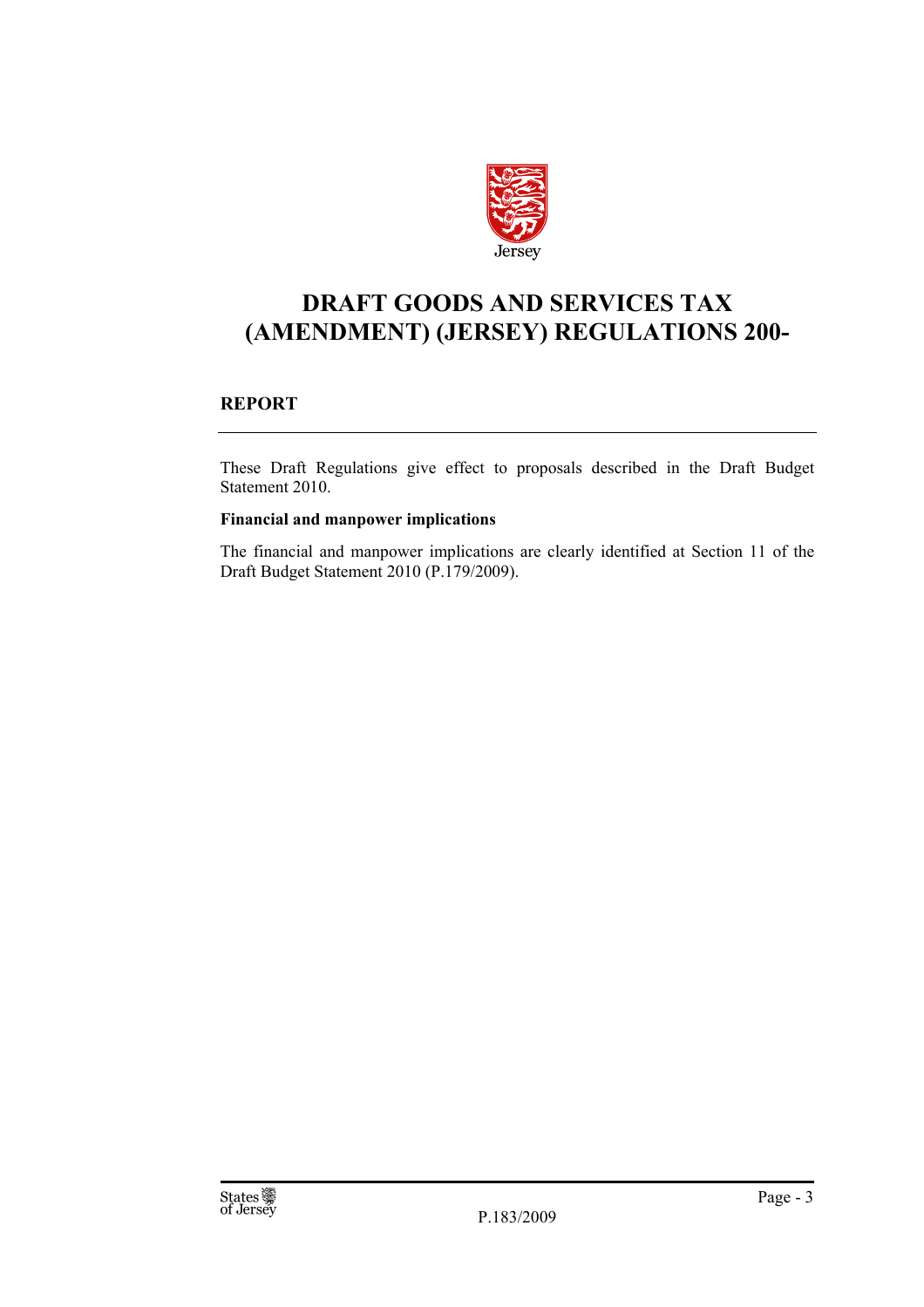Jersey

# DRAFT GOODS AND SERVICES TAX (AMENDMENT) (JERSEY) REGULATIONS 200-

## REPORT

These Draft Regulations give effect to proposals described in the Draft Budget Statement 2010.

**Financial and manpower implications**

The financial and manpower implications are clearly identified at Section 11 of the Draft Budget Statement 2010 (P.179/2009).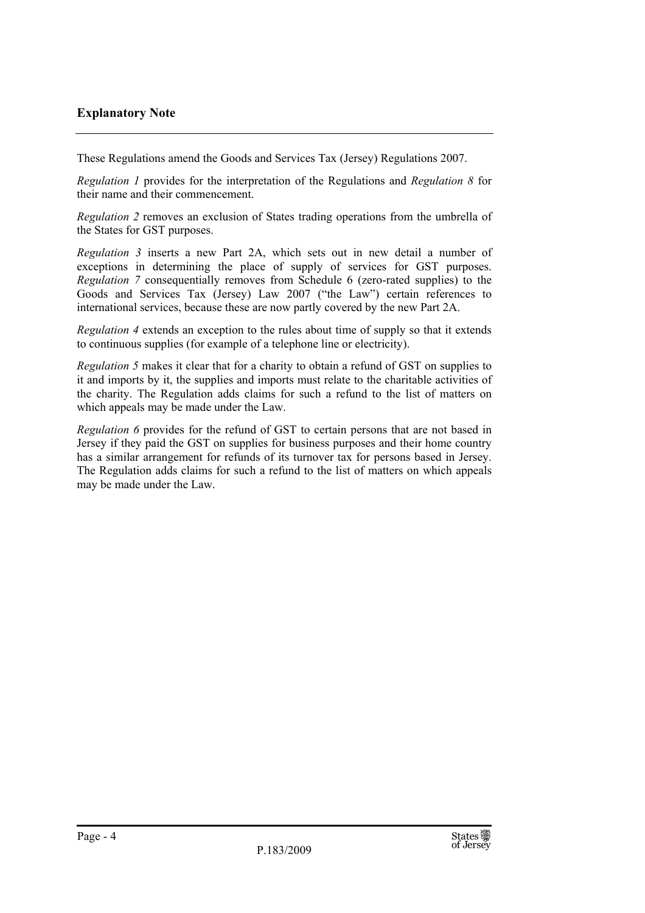## Explanatory Note

These Regulations amend the Goods and Services Tax (Jersey) Regulations 2007.

*Regulation 1* provides for the interpretation of the Regulations and *Regulation 8* for their name and their commencement.

*Regulation 2* removes an exclusion of States trading operations from the umbrella of the States for GST purposes.

*Regulation 3* inserts a new Part 2A, which sets out in new detail a number of exceptions in determining the place of supply of services for GST purposes. *Regulation 7* consequentially removes from Schedule 6 (zero-rated supplies) to the Goods and Services Tax (Jersey) Law 2007 ("the Law") certain references to international services, because these are now partly covered by the new Part 2A.

*Regulation 4* extends an exception to the rules about time of supply so that it extends to continuous supplies (for example of a telephone line or electricity).

*Regulation 5* makes it clear that for a charity to obtain a refund of GST on supplies to it and imports by it, the supplies and imports must relate to the charitable activities of the charity. The Regulation adds claims for such a refund to the list of matters on which appeals may be made under the Law.

*Regulation 6* provides for the refund of GST to certain persons that are not based in Jersey if they paid the GST on supplies for business purposes and their home country has a similar arrangement for refunds of its turnover tax for persons based in Jersey. The Regulation adds claims for such a refund to the list of matters on which appeals may be made under the Law.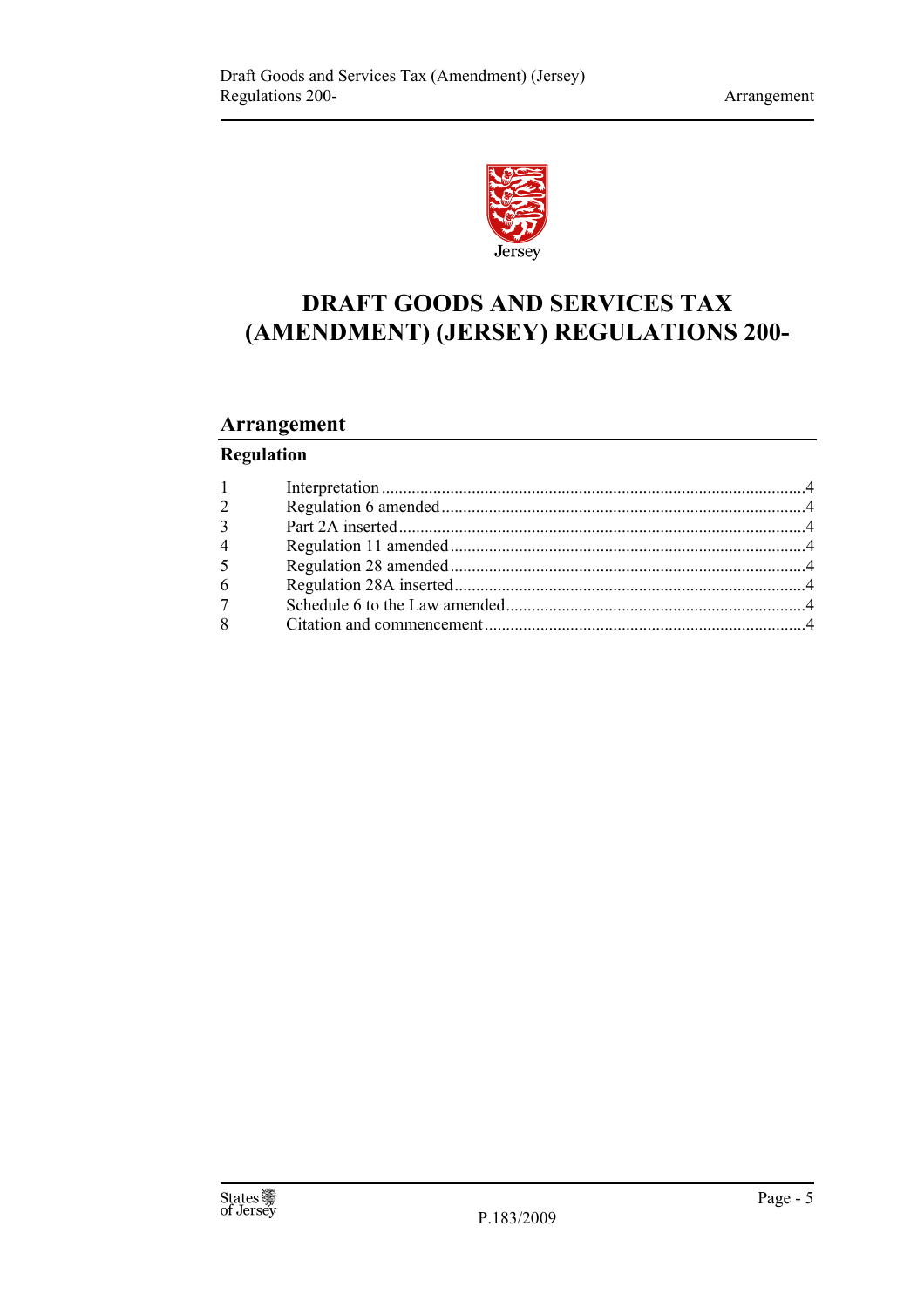# DRAFT GOODS AND SERVICES TAX (AMENDMENT) (JERSEY) REGULATIONS 200-

## Arrangement

### Regulation

| | | |
|---|---|---|
| 1 | Interpretation | 4 |
| 2 | Regulation 6 amended | 4 |
| 3 | Part 2A inserted | 4 |
| 4 | Regulation 11 amended | 4 |
| 5 | Regulation 28 amended | 4 |
| 6 | Regulation 28A inserted | 4 |
| 7 | Schedule 6 to the Law amended | 4 |
| 8 | Citation and commencement | 4 |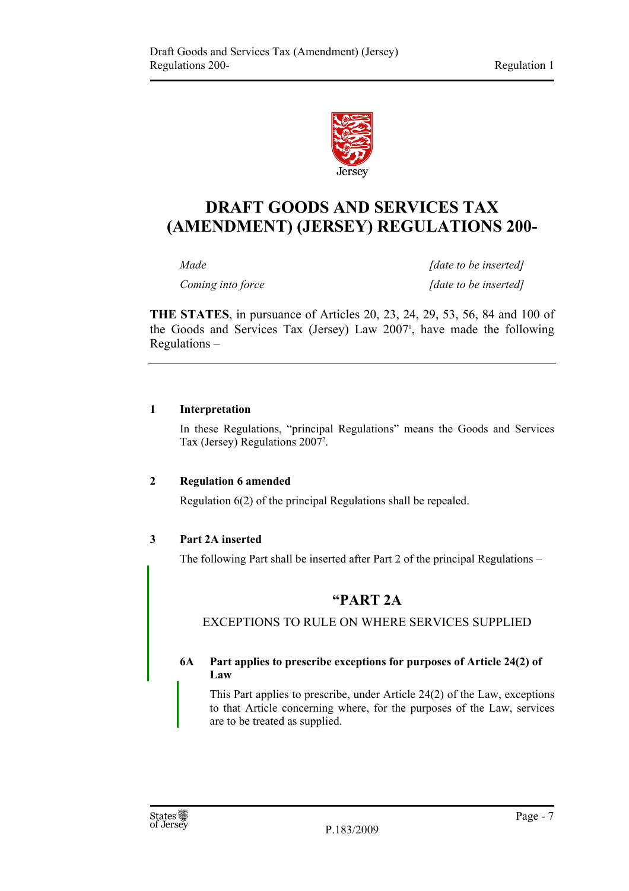# DRAFT GOODS AND SERVICES TAX (AMENDMENT) (JERSEY) REGULATIONS 200-

| | |
|---|---|
| *Made* | *[date to be inserted]* |
| *Coming into force* | *[date to be inserted]* |

**THE STATES**, in pursuance of Articles 20, 23, 24, 29, 53, 56, 84 and 100 of the Goods and Services Tax (Jersey) Law 2007[1], have made the following Regulations –

**1 Interpretation**

In these Regulations, "principal Regulations" means the Goods and Services Tax (Jersey) Regulations 2007[2].

**2 Regulation 6 amended**

Regulation 6(2) of the principal Regulations shall be repealed.

**3 Part 2A inserted**

The following Part shall be inserted after Part 2 of the principal Regulations –

## "PART 2A

EXCEPTIONS TO RULE ON WHERE SERVICES SUPPLIED

**6A Part applies to prescribe exceptions for purposes of Article 24(2) of Law**

This Part applies to prescribe, under Article 24(2) of the Law, exceptions to that Article concerning where, for the purposes of the Law, services are to be treated as supplied.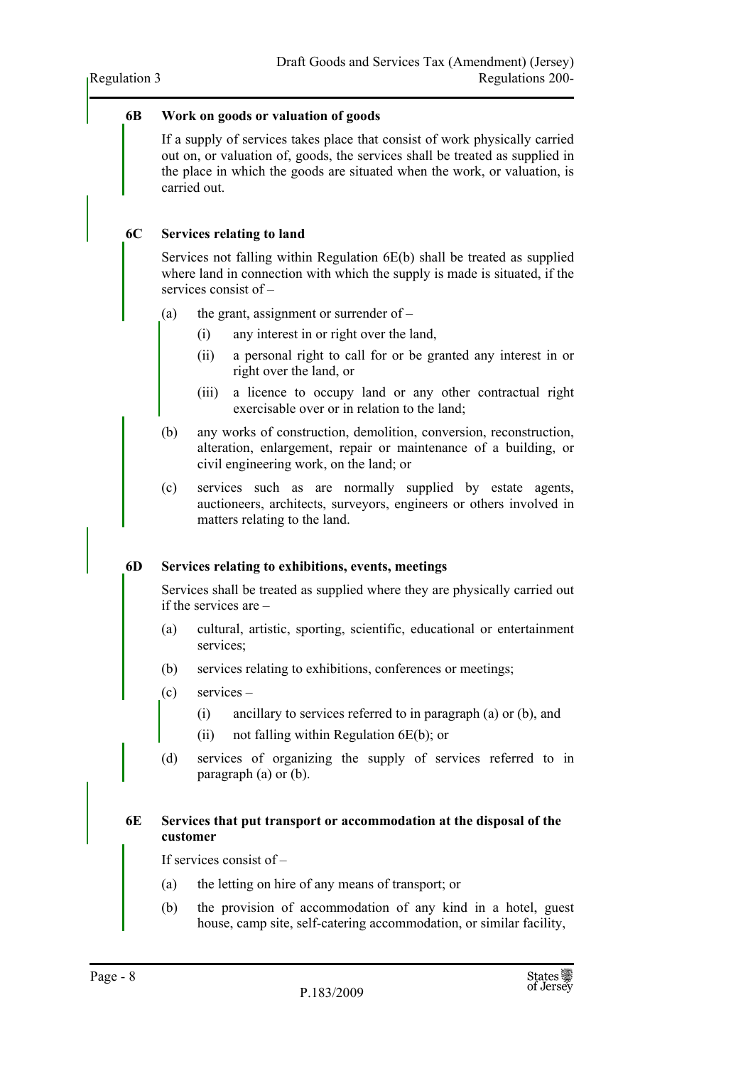**6B Work on goods or valuation of goods**

If a supply of services takes place that consist of work physically carried out on, or valuation of, goods, the services shall be treated as supplied in the place in which the goods are situated when the work, or valuation, is carried out.

**6C Services relating to land**

Services not falling within Regulation 6E(b) shall be treated as supplied where land in connection with the supply is made is situated, if the services consist of –

(a) the grant, assignment or surrender of –

  (i) any interest in or right over the land,

  (ii) a personal right to call for or be granted any interest in or right over the land, or

  (iii) a licence to occupy land or any other contractual right exercisable over or in relation to the land;

(b) any works of construction, demolition, conversion, reconstruction, alteration, enlargement, repair or maintenance of a building, or civil engineering work, on the land; or

(c) services such as are normally supplied by estate agents, auctioneers, architects, surveyors, engineers or others involved in matters relating to the land.

**6D Services relating to exhibitions, events, meetings**

Services shall be treated as supplied where they are physically carried out if the services are –

(a) cultural, artistic, sporting, scientific, educational or entertainment services;

(b) services relating to exhibitions, conferences or meetings;

(c) services –

  (i) ancillary to services referred to in paragraph (a) or (b), and

  (ii) not falling within Regulation 6E(b); or

(d) services of organizing the supply of services referred to in paragraph (a) or (b).

**6E Services that put transport or accommodation at the disposal of the customer**

If services consist of –

(a) the letting on hire of any means of transport; or

(b) the provision of accommodation of any kind in a hotel, guest house, camp site, self-catering accommodation, or similar facility,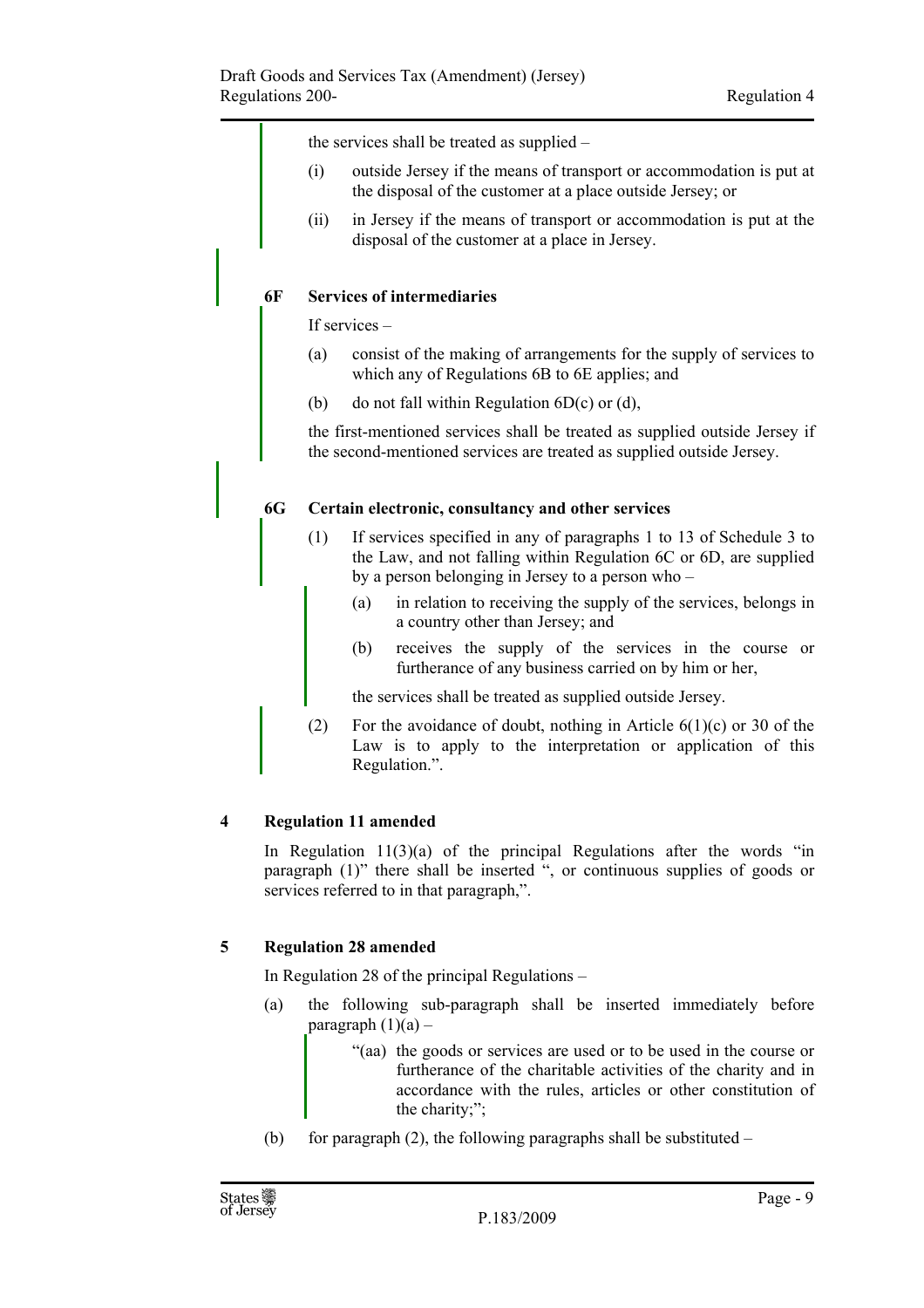the services shall be treated as supplied –

(i) outside Jersey if the means of transport or accommodation is put at the disposal of the customer at a place outside Jersey; or

(ii) in Jersey if the means of transport or accommodation is put at the disposal of the customer at a place in Jersey.

**6F Services of intermediaries**

If services –

(a) consist of the making of arrangements for the supply of services to which any of Regulations 6B to 6E applies; and

(b) do not fall within Regulation 6D(c) or (d),

the first-mentioned services shall be treated as supplied outside Jersey if the second-mentioned services are treated as supplied outside Jersey.

**6G Certain electronic, consultancy and other services**

(1) If services specified in any of paragraphs 1 to 13 of Schedule 3 to the Law, and not falling within Regulation 6C or 6D, are supplied by a person belonging in Jersey to a person who –

(a) in relation to receiving the supply of the services, belongs in a country other than Jersey; and

(b) receives the supply of the services in the course or furtherance of any business carried on by him or her,

the services shall be treated as supplied outside Jersey.

(2) For the avoidance of doubt, nothing in Article 6(1)(c) or 30 of the Law is to apply to the interpretation or application of this Regulation.".

**4 Regulation 11 amended**

In Regulation 11(3)(a) of the principal Regulations after the words "in paragraph (1)" there shall be inserted ", or continuous supplies of goods or services referred to in that paragraph,".

**5 Regulation 28 amended**

In Regulation 28 of the principal Regulations –

(a) the following sub-paragraph shall be inserted immediately before paragraph (1)(a) –

"(aa) the goods or services are used or to be used in the course or furtherance of the charitable activities of the charity and in accordance with the rules, articles or other constitution of the charity;";

(b) for paragraph (2), the following paragraphs shall be substituted –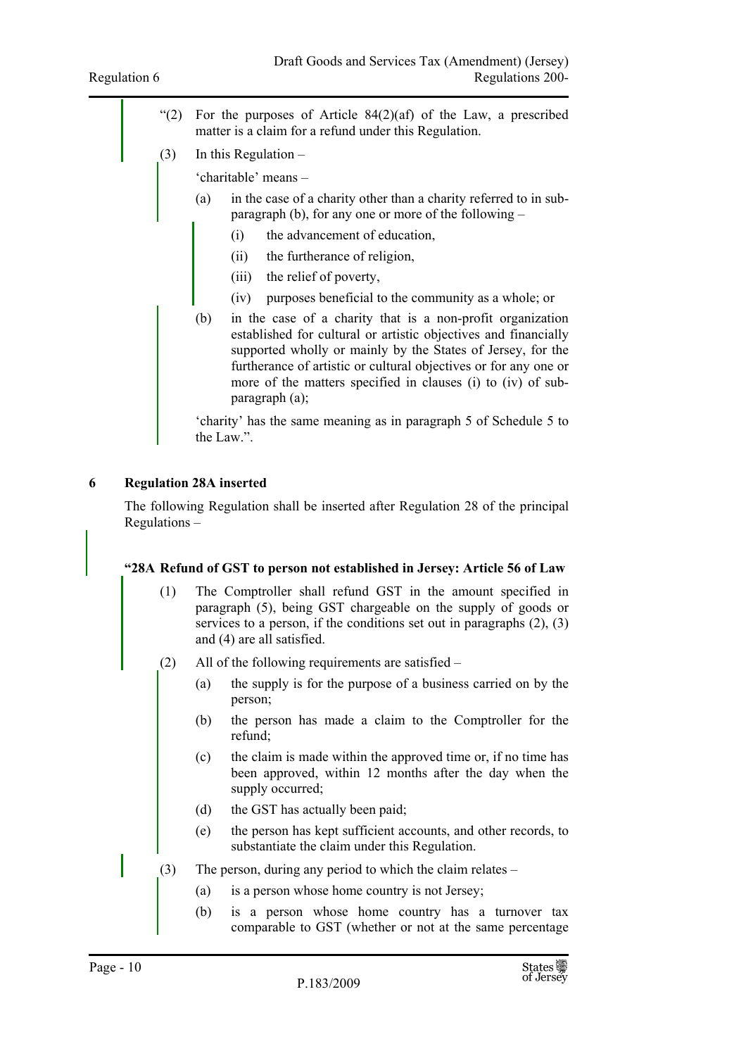"(2) For the purposes of Article 84(2)(af) of the Law, a prescribed matter is a claim for a refund under this Regulation.

(3) In this Regulation –

'charitable' means –

(a) in the case of a charity other than a charity referred to in sub-paragraph (b), for any one or more of the following –

(i) the advancement of education,

(ii) the furtherance of religion,

(iii) the relief of poverty,

(iv) purposes beneficial to the community as a whole; or

(b) in the case of a charity that is a non-profit organization established for cultural or artistic objectives and financially supported wholly or mainly by the States of Jersey, for the furtherance of artistic or cultural objectives or for any one or more of the matters specified in clauses (i) to (iv) of sub-paragraph (a);

'charity' has the same meaning as in paragraph 5 of Schedule 5 to the Law.".

## 6 Regulation 28A inserted

The following Regulation shall be inserted after Regulation 28 of the principal Regulations –

### "28A Refund of GST to person not established in Jersey: Article 56 of Law

(1) The Comptroller shall refund GST in the amount specified in paragraph (5), being GST chargeable on the supply of goods or services to a person, if the conditions set out in paragraphs (2), (3) and (4) are all satisfied.

(2) All of the following requirements are satisfied –

(a) the supply is for the purpose of a business carried on by the person;

(b) the person has made a claim to the Comptroller for the refund;

(c) the claim is made within the approved time or, if no time has been approved, within 12 months after the day when the supply occurred;

(d) the GST has actually been paid;

(e) the person has kept sufficient accounts, and other records, to substantiate the claim under this Regulation.

(3) The person, during any period to which the claim relates –

(a) is a person whose home country is not Jersey;

(b) is a person whose home country has a turnover tax comparable to GST (whether or not at the same percentage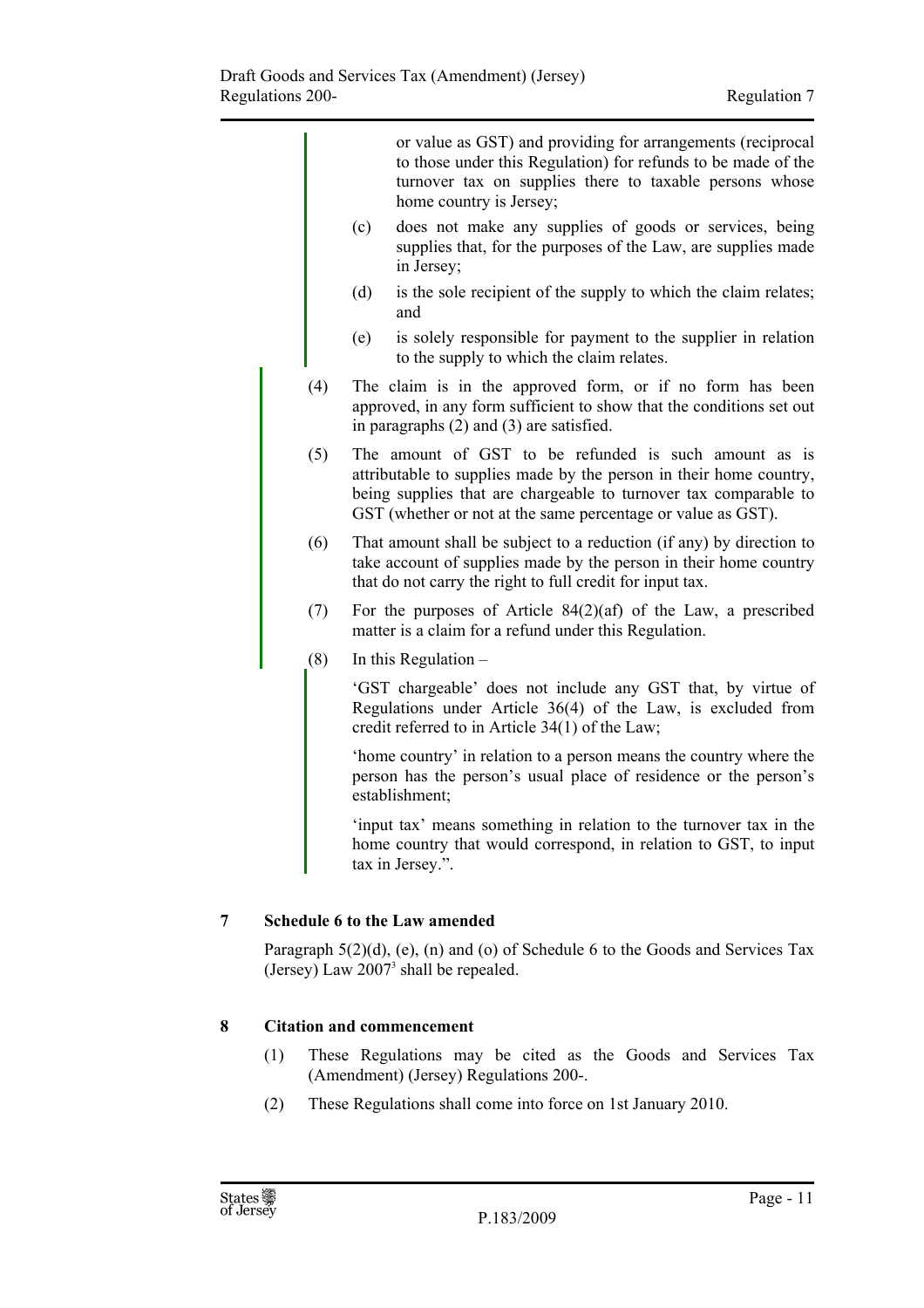or value as GST) and providing for arrangements (reciprocal to those under this Regulation) for refunds to be made of the turnover tax on supplies there to taxable persons whose home country is Jersey;

(c) does not make any supplies of goods or services, being supplies that, for the purposes of the Law, are supplies made in Jersey;

(d) is the sole recipient of the supply to which the claim relates; and

(e) is solely responsible for payment to the supplier in relation to the supply to which the claim relates.

(4) The claim is in the approved form, or if no form has been approved, in any form sufficient to show that the conditions set out in paragraphs (2) and (3) are satisfied.

(5) The amount of GST to be refunded is such amount as is attributable to supplies made by the person in their home country, being supplies that are chargeable to turnover tax comparable to GST (whether or not at the same percentage or value as GST).

(6) That amount shall be subject to a reduction (if any) by direction to take account of supplies made by the person in their home country that do not carry the right to full credit for input tax.

(7) For the purposes of Article 84(2)(af) of the Law, a prescribed matter is a claim for a refund under this Regulation.

(8) In this Regulation –

'GST chargeable' does not include any GST that, by virtue of Regulations under Article 36(4) of the Law, is excluded from credit referred to in Article 34(1) of the Law;

'home country' in relation to a person means the country where the person has the person's usual place of residence or the person's establishment;

'input tax' means something in relation to the turnover tax in the home country that would correspond, in relation to GST, to input tax in Jersey.".

## 7 Schedule 6 to the Law amended

Paragraph 5(2)(d), (e), (n) and (o) of Schedule 6 to the Goods and Services Tax (Jersey) Law 2007[3] shall be repealed.

## 8 Citation and commencement

(1) These Regulations may be cited as the Goods and Services Tax (Amendment) (Jersey) Regulations 200-.

(2) These Regulations shall come into force on 1st January 2010.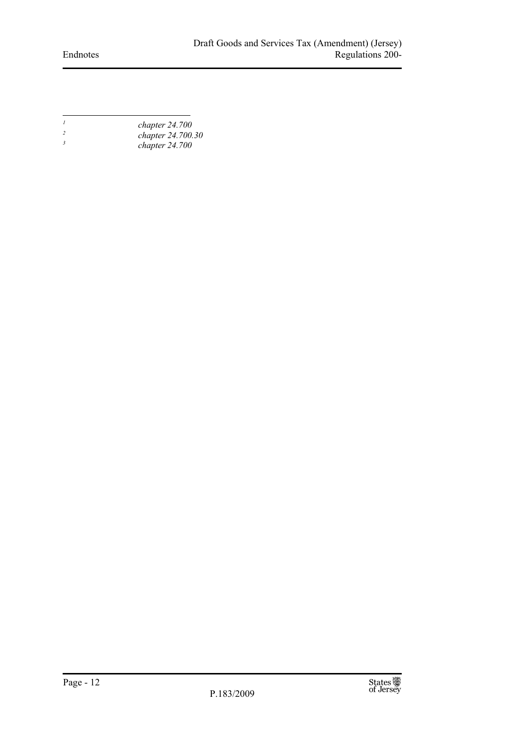[1] *chapter 24.700*

[2] *chapter 24.700.30*

[3] *chapter 24.700*